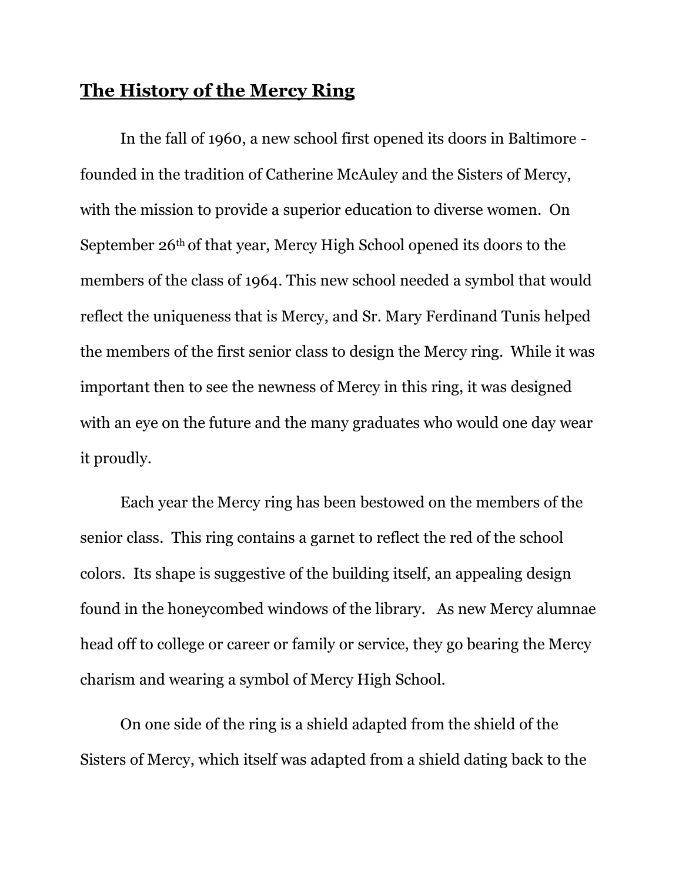## The History of the Mercy Ring

In the fall of 1960, a new school first opened its doors in Baltimore - founded in the tradition of Catherine McAuley and the Sisters of Mercy, with the mission to provide a superior education to diverse women. On September 26th of that year, Mercy High School opened its doors to the members of the class of 1964. This new school needed a symbol that would reflect the uniqueness that is Mercy, and Sr. Mary Ferdinand Tunis helped the members of the first senior class to design the Mercy ring. While it was important then to see the newness of Mercy in this ring, it was designed with an eye on the future and the many graduates who would one day wear it proudly.

Each year the Mercy ring has been bestowed on the members of the senior class. This ring contains a garnet to reflect the red of the school colors. Its shape is suggestive of the building itself, an appealing design found in the honeycombed windows of the library. As new Mercy alumnae head off to college or career or family or service, they go bearing the Mercy charism and wearing a symbol of Mercy High School.

On one side of the ring is a shield adapted from the shield of the Sisters of Mercy, which itself was adapted from a shield dating back to the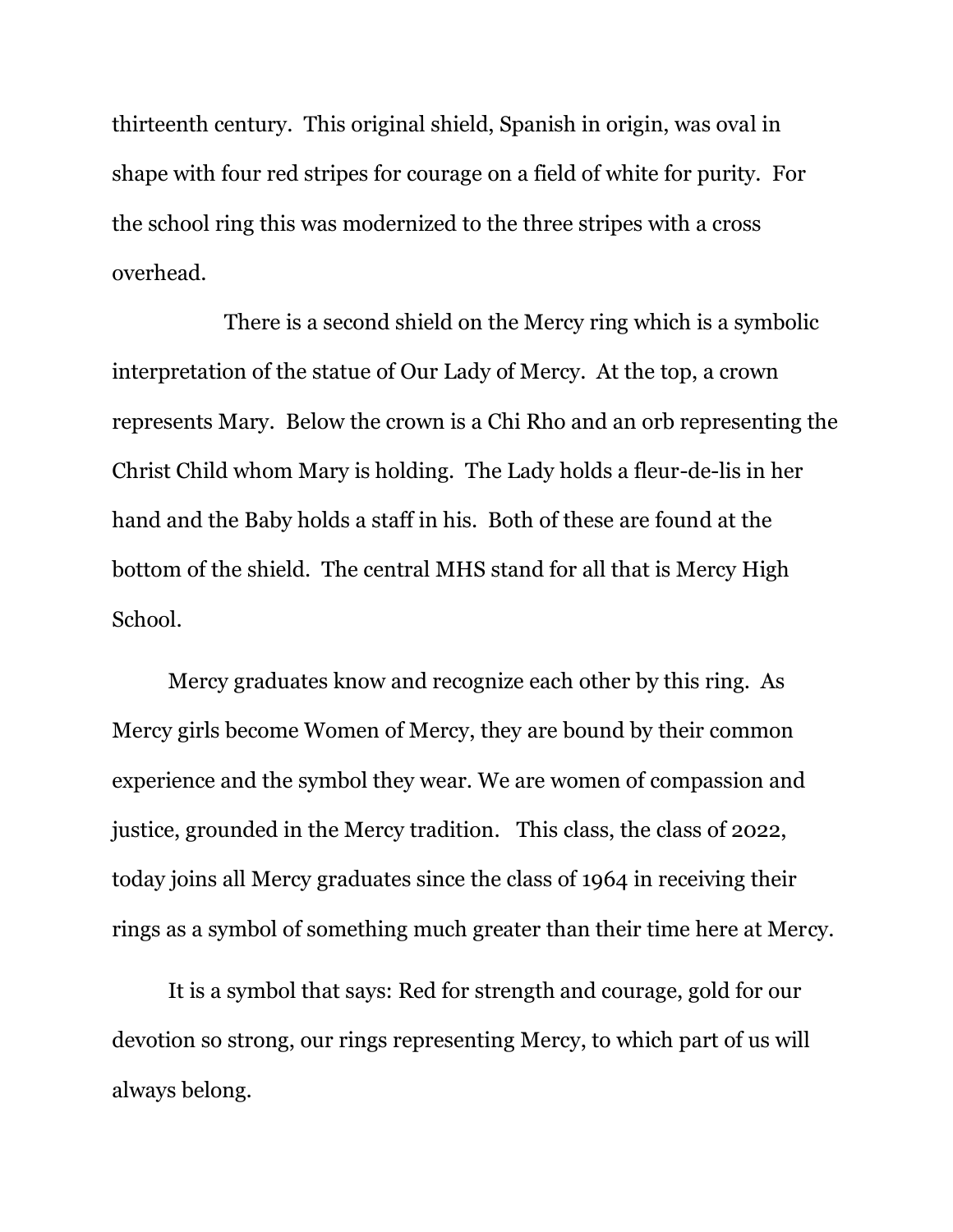thirteenth century. This original shield, Spanish in origin, was oval in shape with four red stripes for courage on a field of white for purity. For the school ring this was modernized to the three stripes with a cross overhead.

There is a second shield on the Mercy ring which is a symbolic interpretation of the statue of Our Lady of Mercy. At the top, a crown represents Mary. Below the crown is a Chi Rho and an orb representing the Christ Child whom Mary is holding. The Lady holds a fleur-de-lis in her hand and the Baby holds a staff in his. Both of these are found at the bottom of the shield. The central MHS stand for all that is Mercy High School.

Mercy graduates know and recognize each other by this ring. As Mercy girls become Women of Mercy, they are bound by their common experience and the symbol they wear. We are women of compassion and justice, grounded in the Mercy tradition. This class, the class of 2022, today joins all Mercy graduates since the class of 1964 in receiving their rings as a symbol of something much greater than their time here at Mercy.

It is a symbol that says: Red for strength and courage, gold for our devotion so strong, our rings representing Mercy, to which part of us will always belong.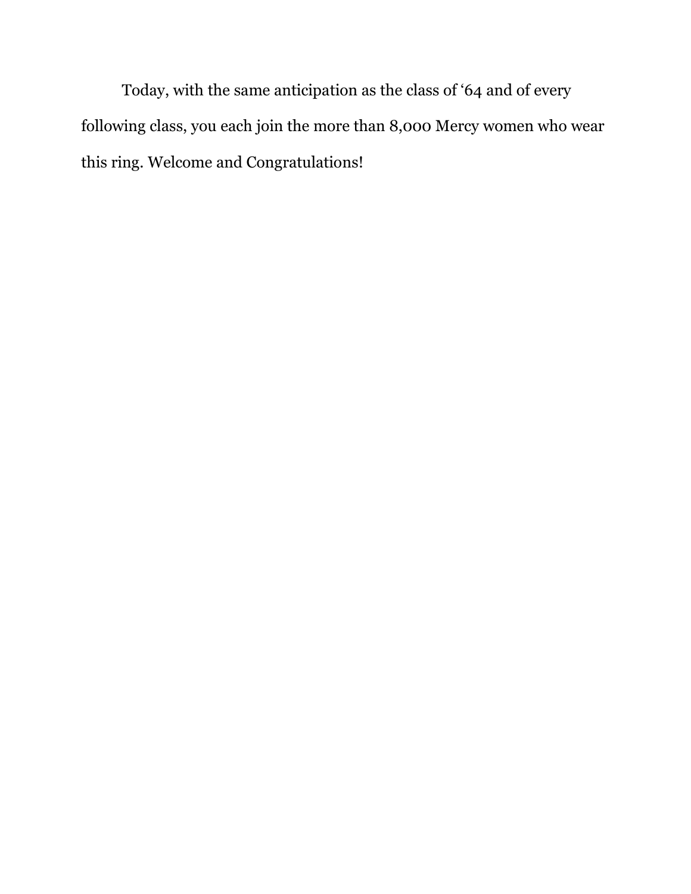Today, with the same anticipation as the class of ‘64 and of every following class, you each join the more than 8,000 Mercy women who wear this ring. Welcome and Congratulations!